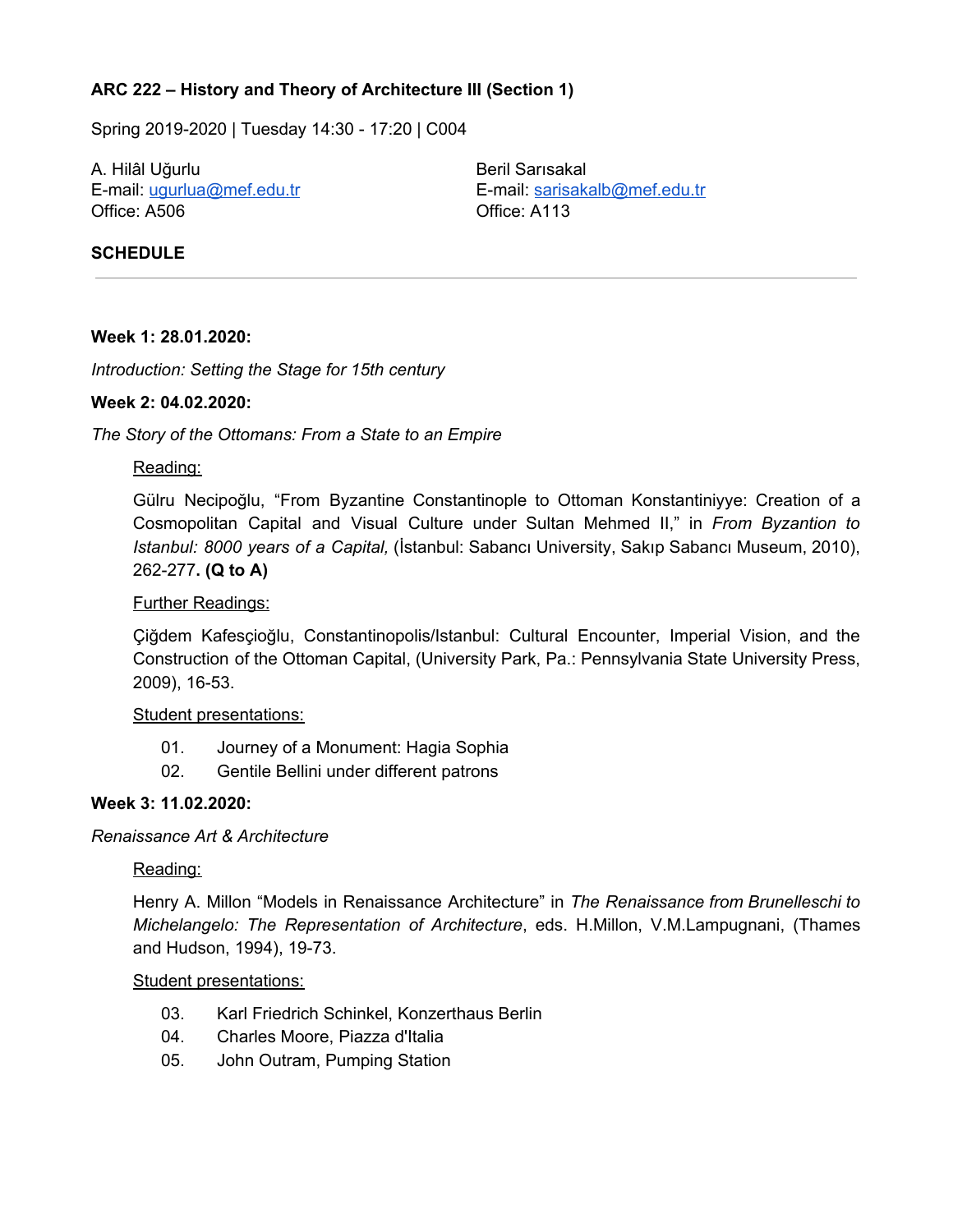**ARC 222 – History and Theory of Architecture III (Section 1)**

Spring 2019-2020 | Tuesday 14:30 - 17:20 | C004

A. Hilâl Uğurlu
E-mail: ugurlua@mef.edu.tr
Office: A506

Beril Sarısakal
E-mail: sarisakalb@mef.edu.tr
Office: A113

**SCHEDULE**

---

**Week 1: 28.01.2020:**

*Introduction: Setting the Stage for 15th century*

**Week 2: 04.02.2020:**

*The Story of the Ottomans: From a State to an Empire*

Reading:

Gülru Necipoğlu, "From Byzantine Constantinople to Ottoman Konstantiniyye: Creation of a Cosmopolitan Capital and Visual Culture under Sultan Mehmed II," in *From Byzantion to Istanbul: 8000 years of a Capital,* (İstanbul: Sabancı University, Sakıp Sabancı Museum, 2010), 262-277**. (Q to A)**

Further Readings:

Çiğdem Kafesçioğlu, Constantinopolis/Istanbul: Cultural Encounter, Imperial Vision, and the Construction of the Ottoman Capital, (University Park, Pa.: Pennsylvania State University Press, 2009), 16-53.

Student presentations:

01. Journey of a Monument: Hagia Sophia
02. Gentile Bellini under different patrons

**Week 3: 11.02.2020:**

*Renaissance Art & Architecture*

Reading:

Henry A. Millon "Models in Renaissance Architecture" in *The Renaissance from Brunelleschi to Michelangelo: The Representation of Architecture*, eds. H.Millon, V.M.Lampugnani, (Thames and Hudson, 1994), 19-73.

Student presentations:

03. Karl Friedrich Schinkel, Konzerthaus Berlin
04. Charles Moore, Piazza d'Italia
05. John Outram, Pumping Station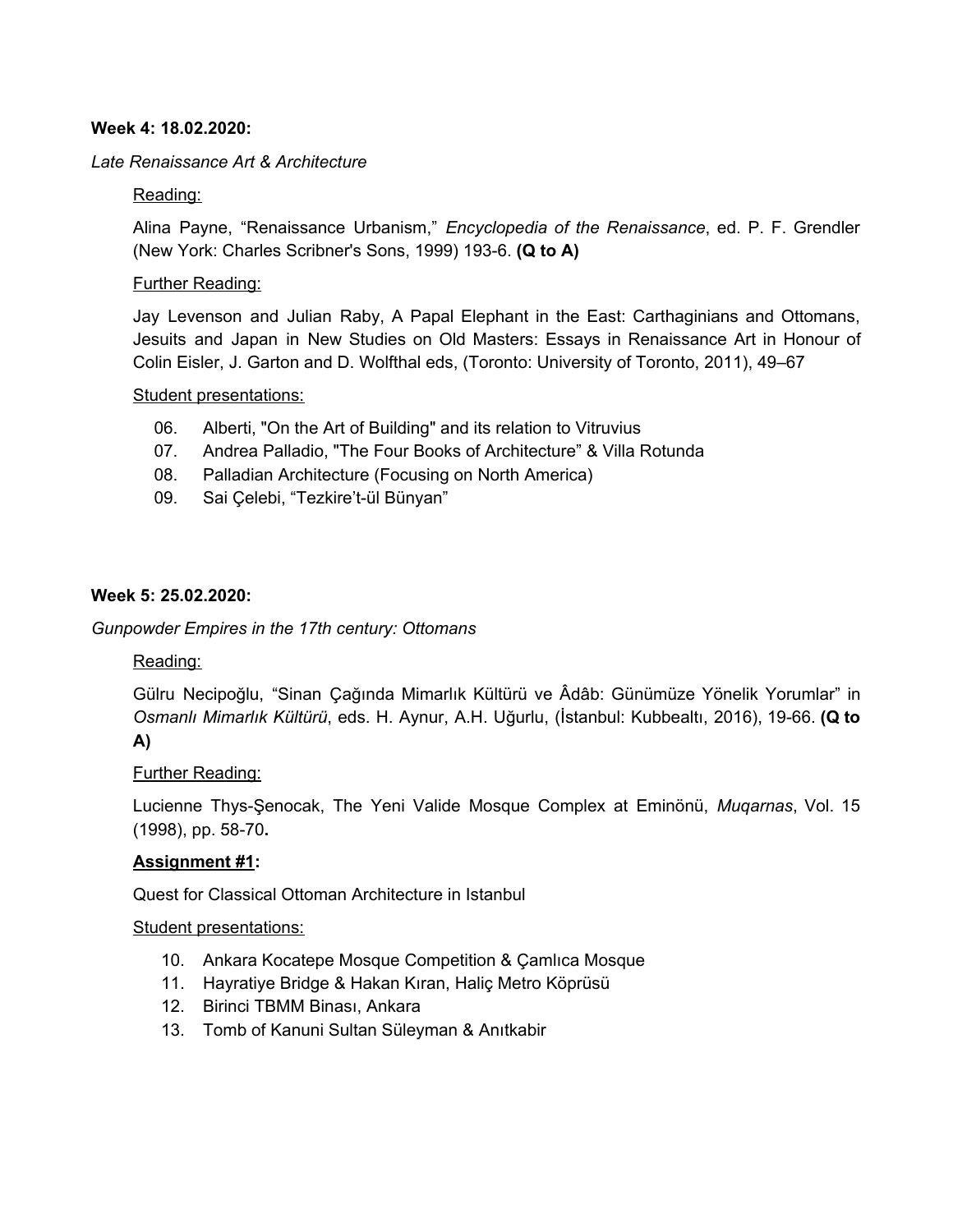**Week 4: 18.02.2020:**

*Late Renaissance Art & Architecture*

Reading:

Alina Payne, "Renaissance Urbanism," *Encyclopedia of the Renaissance*, ed. P. F. Grendler (New York: Charles Scribner's Sons, 1999) 193-6. **(Q to A)**

Further Reading:

Jay Levenson and Julian Raby, A Papal Elephant in the East: Carthaginians and Ottomans, Jesuits and Japan in New Studies on Old Masters: Essays in Renaissance Art in Honour of Colin Eisler, J. Garton and D. Wolfthal eds, (Toronto: University of Toronto, 2011), 49–67

Student presentations:

06. Alberti, "On the Art of Building" and its relation to Vitruvius
07. Andrea Palladio, "The Four Books of Architecture" & Villa Rotunda
08. Palladian Architecture (Focusing on North America)
09. Sai Çelebi, "Tezkire't-ül Bünyan"

**Week 5: 25.02.2020:**

*Gunpowder Empires in the 17th century: Ottomans*

Reading:

Gülru Necipoğlu, "Sinan Çağında Mimarlık Kültürü ve Âdâb: Günümüze Yönelik Yorumlar" in *Osmanlı Mimarlık Kültürü*, eds. H. Aynur, A.H. Uğurlu, (İstanbul: Kubbealtı, 2016), 19-66. **(Q to A)**

Further Reading:

Lucienne Thys-Şenocak, The Yeni Valide Mosque Complex at Eminönü, *Muqarnas*, Vol. 15 (1998), pp. 58-70**.**

**Assignment #1:**

Quest for Classical Ottoman Architecture in Istanbul

Student presentations:

10. Ankara Kocatepe Mosque Competition & Çamlıca Mosque
11. Hayratiye Bridge & Hakan Kıran, Haliç Metro Köprüsü
12. Birinci TBMM Binası, Ankara
13. Tomb of Kanuni Sultan Süleyman & Anıtkabir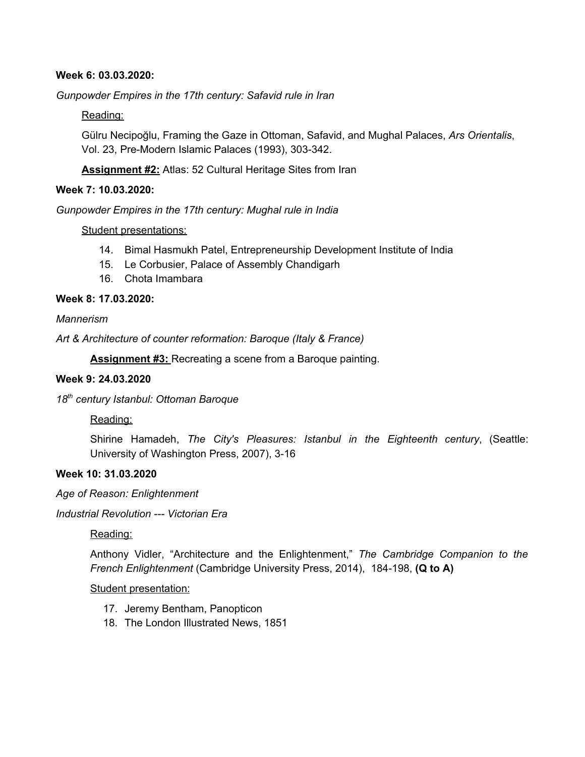**Week 6: 03.03.2020:**

*Gunpowder Empires in the 17th century: Safavid rule in Iran*

Reading:

Gülru Necipoğlu, Framing the Gaze in Ottoman, Safavid, and Mughal Palaces, *Ars Orientalis*, Vol. 23, Pre-Modern Islamic Palaces (1993), 303-342.

**Assignment #2:** Atlas: 52 Cultural Heritage Sites from Iran

**Week 7: 10.03.2020:**

*Gunpowder Empires in the 17th century: Mughal rule in India*

Student presentations:

14. Bimal Hasmukh Patel, Entrepreneurship Development Institute of India
15. Le Corbusier, Palace of Assembly Chandigarh
16. Chota Imambara

**Week 8: 17.03.2020:**

*Mannerism*

*Art & Architecture of counter reformation: Baroque (Italy & France)*

**Assignment #3:** Recreating a scene from a Baroque painting.

**Week 9: 24.03.2020**

*18th century Istanbul: Ottoman Baroque*

Reading:

Shirine Hamadeh, *The City's Pleasures: Istanbul in the Eighteenth century*, (Seattle: University of Washington Press, 2007), 3-16

**Week 10: 31.03.2020**

*Age of Reason: Enlightenment*

*Industrial Revolution --- Victorian Era*

Reading:

Anthony Vidler, "Architecture and the Enlightenment," *The Cambridge Companion to the French Enlightenment* (Cambridge University Press, 2014), 184-198, **(Q to A)**

Student presentation:

17. Jeremy Bentham, Panopticon
18. The London Illustrated News, 1851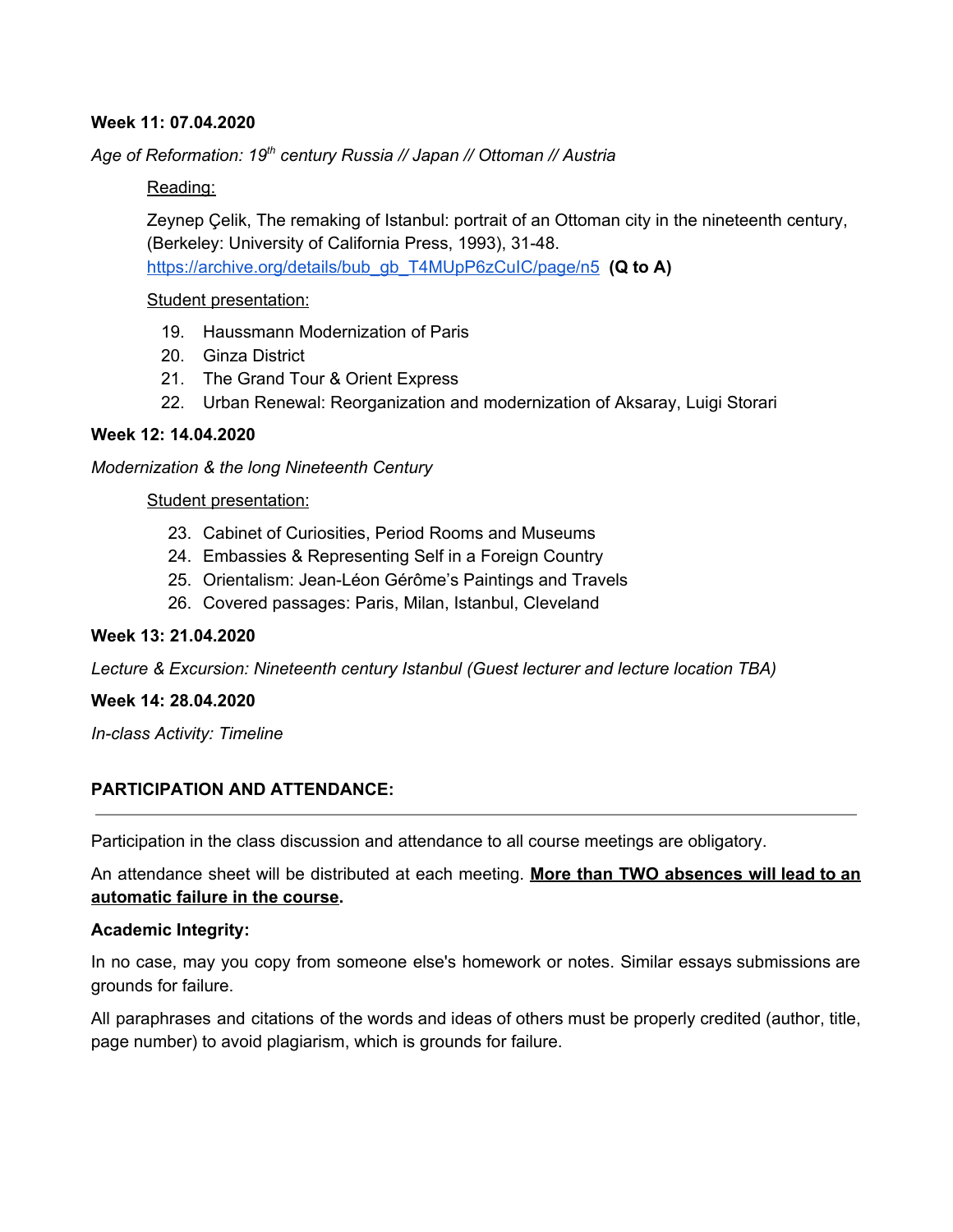**Week 11: 07.04.2020**

*Age of Reformation: 19th century Russia // Japan // Ottoman // Austria*

Reading:

Zeynep Çelik, The remaking of Istanbul: portrait of an Ottoman city in the nineteenth century, (Berkeley: University of California Press, 1993), 31-48. [https://archive.org/details/bub_gb_T4MUpP6zCuIC/page/n5](https://archive.org/details/bub_gb_T4MUpP6zCuIC/page/n5) **(Q to A)**

Student presentation:

19. Haussmann Modernization of Paris
20. Ginza District
21. The Grand Tour & Orient Express
22. Urban Renewal: Reorganization and modernization of Aksaray, Luigi Storari

**Week 12: 14.04.2020**

*Modernization & the long Nineteenth Century*

Student presentation:

23. Cabinet of Curiosities, Period Rooms and Museums
24. Embassies & Representing Self in a Foreign Country
25. Orientalism: Jean-Léon Gérôme's Paintings and Travels
26. Covered passages: Paris, Milan, Istanbul, Cleveland

**Week 13: 21.04.2020**

*Lecture & Excursion: Nineteenth century Istanbul (Guest lecturer and lecture location TBA)*

**Week 14: 28.04.2020**

*In-class Activity: Timeline*

**PARTICIPATION AND ATTENDANCE:**

---

Participation in the class discussion and attendance to all course meetings are obligatory.

An attendance sheet will be distributed at each meeting. **More than TWO absences will lead to an automatic failure in the course.**

**Academic Integrity:**

In no case, may you copy from someone else's homework or notes. Similar essays submissions are grounds for failure.

All paraphrases and citations of the words and ideas of others must be properly credited (author, title, page number) to avoid plagiarism, which is grounds for failure.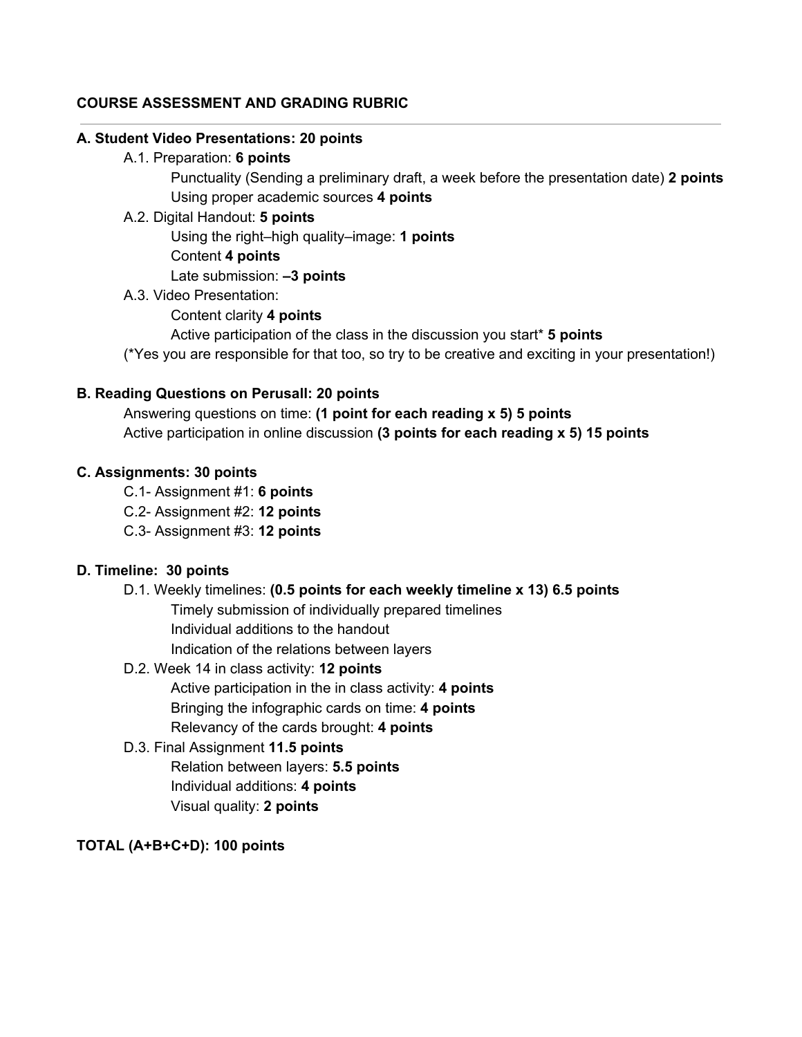**COURSE ASSESSMENT AND GRADING RUBRIC**

---

**A. Student Video Presentations: 20 points**

- A.1. Preparation: **6 points**
  - Punctuality (Sending a preliminary draft, a week before the presentation date) **2 points**
  - Using proper academic sources **4 points**
- A.2. Digital Handout: **5 points**
  - Using the right–high quality–image: **1 points**
  - Content **4 points**
  - Late submission: **–3 points**
- A.3. Video Presentation:
  - Content clarity **4 points**
  - Active participation of the class in the discussion you start* **5 points**

(*Yes you are responsible for that too, so try to be creative and exciting in your presentation!)

**B. Reading Questions on Perusall: 20 points**

- Answering questions on time: **(1 point for each reading x 5) 5 points**
- Active participation in online discussion **(3 points for each reading x 5) 15 points**

**C. Assignments: 30 points**

- C.1- Assignment #1: **6 points**
- C.2- Assignment #2: **12 points**
- C.3- Assignment #3: **12 points**

**D. Timeline: 30 points**

- D.1. Weekly timelines: **(0.5 points for each weekly timeline x 13) 6.5 points**
  - Timely submission of individually prepared timelines
  - Individual additions to the handout
  - Indication of the relations between layers
- D.2. Week 14 in class activity: **12 points**
  - Active participation in the in class activity: **4 points**
  - Bringing the infographic cards on time: **4 points**
  - Relevancy of the cards brought: **4 points**
- D.3. Final Assignment **11.5 points**
  - Relation between layers: **5.5 points**
  - Individual additions: **4 points**
  - Visual quality: **2 points**

**TOTAL (A+B+C+D): 100 points**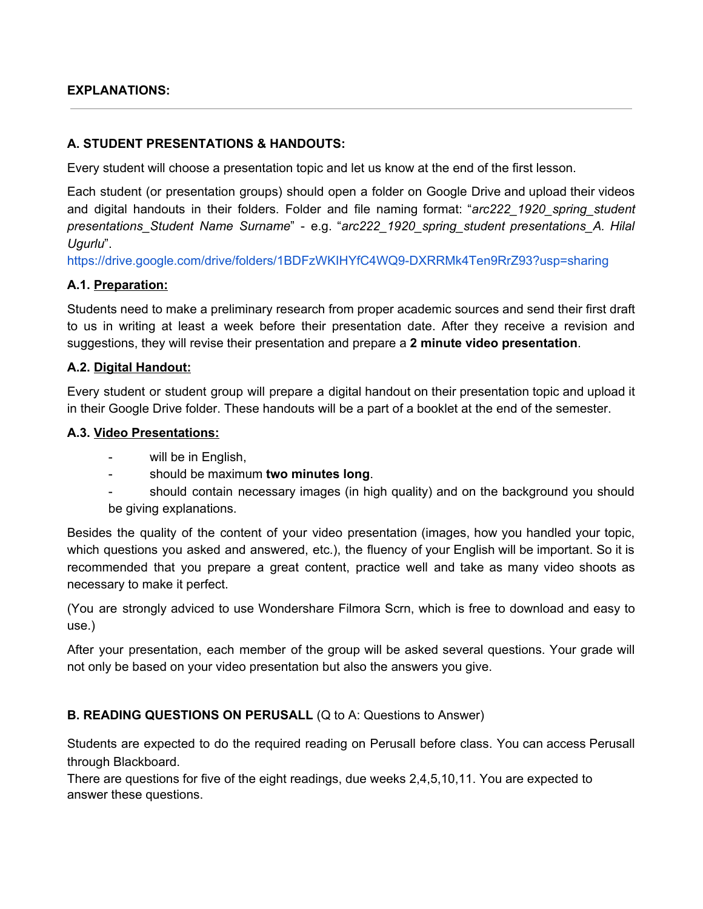**EXPLANATIONS:**

---

**A. STUDENT PRESENTATIONS & HANDOUTS:**

Every student will choose a presentation topic and let us know at the end of the first lesson.

Each student (or presentation groups) should open a folder on Google Drive and upload their videos and digital handouts in their folders. Folder and file naming format: "*arc222_1920_spring_student presentations_Student Name Surname*" - e.g. "*arc222_1920_spring_student presentations_A. Hilal Ugurlu*".
https://drive.google.com/drive/folders/1BDFzWKIHYfC4WQ9-DXRRMk4Ten9RrZ93?usp=sharing

**A.1. Preparation:**

Students need to make a preliminary research from proper academic sources and send their first draft to us in writing at least a week before their presentation date. After they receive a revision and suggestions, they will revise their presentation and prepare a **2 minute video presentation**.

**A.2. Digital Handout:**

Every student or student group will prepare a digital handout on their presentation topic and upload it in their Google Drive folder. These handouts will be a part of a booklet at the end of the semester.

**A.3. Video Presentations:**

- will be in English,
- should be maximum **two minutes long**.
- should contain necessary images (in high quality) and on the background you should be giving explanations.

Besides the quality of the content of your video presentation (images, how you handled your topic, which questions you asked and answered, etc.), the fluency of your English will be important. So it is recommended that you prepare a great content, practice well and take as many video shoots as necessary to make it perfect.

(You are strongly adviced to use Wondershare Filmora Scrn, which is free to download and easy to use.)

After your presentation, each member of the group will be asked several questions. Your grade will not only be based on your video presentation but also the answers you give.

**B. READING QUESTIONS ON PERUSALL** (Q to A: Questions to Answer)

Students are expected to do the required reading on Perusall before class. You can access Perusall through Blackboard.
There are questions for five of the eight readings, due weeks 2,4,5,10,11. You are expected to answer these questions.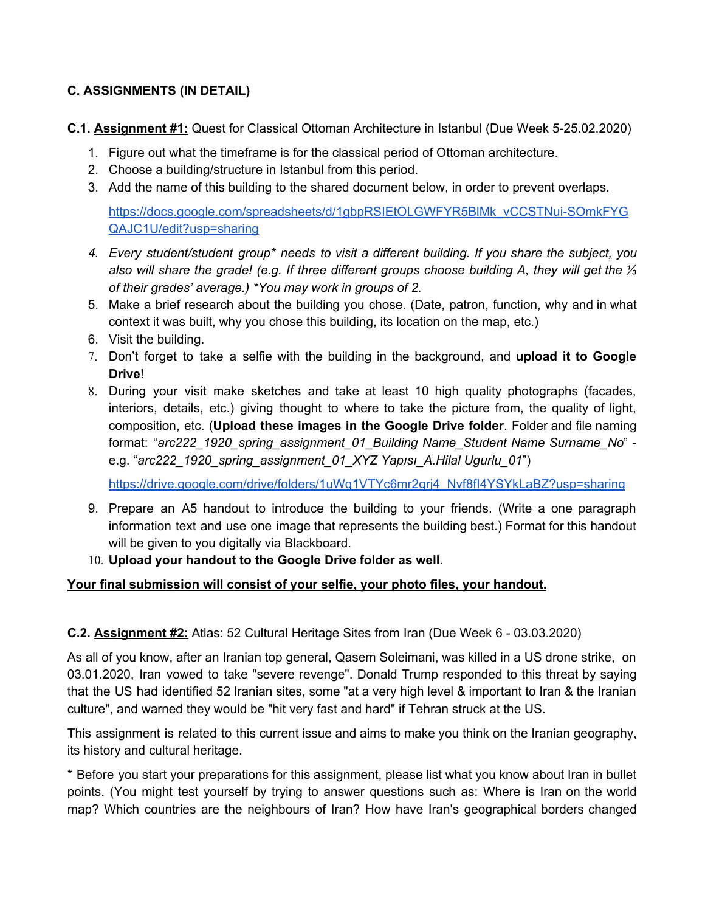**C. ASSIGNMENTS (IN DETAIL)**

**C.1. <u>Assignment #1:</u>** Quest for Classical Ottoman Architecture in Istanbul (Due Week 5-25.02.2020)

1. Figure out what the timeframe is for the classical period of Ottoman architecture.
2. Choose a building/structure in Istanbul from this period.
3. Add the name of this building to the shared document below, in order to prevent overlaps.

   [https://docs.google.com/spreadsheets/d/1gbpRSIEtOLGWFYR5BlMk_vCCSTNui-SOmkFYGQAJC1U/edit?usp=sharing](https://docs.google.com/spreadsheets/d/1gbpRSIEtOLGWFYR5BlMk_vCCSTNui-SOmkFYGQAJC1U/edit?usp=sharing)

4. *Every student/student group* needs to visit a different building. If you share the subject, you also will share the grade! (e.g. If three different groups choose building A, they will get the ⅓ of their grades' average.) *You may work in groups of 2.*
5. Make a brief research about the building you chose. (Date, patron, function, why and in what context it was built, why you chose this building, its location on the map, etc.)
6. Visit the building.
7. Don't forget to take a selfie with the building in the background, and **upload it to Google Drive**!
8. During your visit make sketches and take at least 10 high quality photographs (facades, interiors, details, etc.) giving thought to where to take the picture from, the quality of light, composition, etc. (**Upload these images in the Google Drive folder**. Folder and file naming format: "*arc222_1920_spring_assignment_01_Building Name_Student Name Surname_No*" - e.g. "*arc222_1920_spring_assignment_01_XYZ Yapısı_A.Hilal Ugurlu_01*")

   [https://drive.google.com/drive/folders/1uWq1VTYc6mr2grj4_Nvf8fl4YSYkLaBZ?usp=sharing](https://drive.google.com/drive/folders/1uWq1VTYc6mr2grj4_Nvf8fl4YSYkLaBZ?usp=sharing)

9. Prepare an A5 handout to introduce the building to your friends. (Write a one paragraph information text and use one image that represents the building best.) Format for this handout will be given to you digitally via Blackboard.
10. **Upload your handout to the Google Drive folder as well**.

**<u>Your final submission will consist of your selfie, your photo files, your handout.</u>**

**C.2. <u>Assignment #2:</u>** Atlas: 52 Cultural Heritage Sites from Iran (Due Week 6 - 03.03.2020)

As all of you know, after an Iranian top general, Qasem Soleimani, was killed in a US drone strike, on 03.01.2020, Iran vowed to take "severe revenge". Donald Trump responded to this threat by saying that the US had identified 52 Iranian sites, some "at a very high level & important to Iran & the Iranian culture", and warned they would be "hit very fast and hard" if Tehran struck at the US.

This assignment is related to this current issue and aims to make you think on the Iranian geography, its history and cultural heritage.

* Before you start your preparations for this assignment, please list what you know about Iran in bullet points. (You might test yourself by trying to answer questions such as: Where is Iran on the world map? Which countries are the neighbours of Iran? How have Iran's geographical borders changed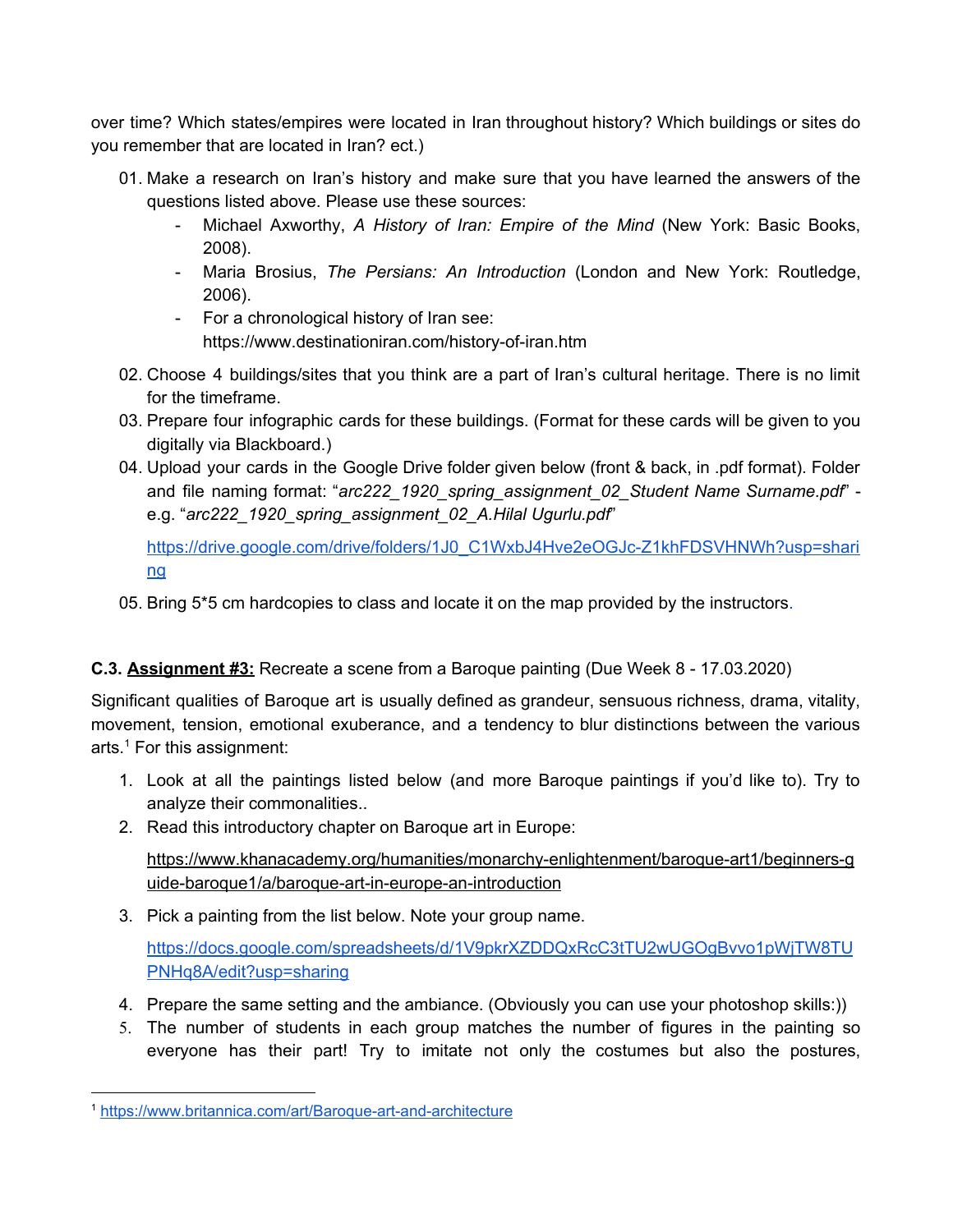over time? Which states/empires were located in Iran throughout history? Which buildings or sites do you remember that are located in Iran? ect.)

01. Make a research on Iran's history and make sure that you have learned the answers of the questions listed above. Please use these sources:
    - Michael Axworthy, *A History of Iran: Empire of the Mind* (New York: Basic Books, 2008).
    - Maria Brosius, *The Persians: An Introduction* (London and New York: Routledge, 2006).
    - For a chronological history of Iran see: https://www.destinationiran.com/history-of-iran.htm
02. Choose 4 buildings/sites that you think are a part of Iran's cultural heritage. There is no limit for the timeframe.
03. Prepare four infographic cards for these buildings. (Format for these cards will be given to you digitally via Blackboard.)
04. Upload your cards in the Google Drive folder given below (front & back, in .pdf format). Folder and file naming format: "*arc222_1920_spring_assignment_02_Student Name Surname.pdf*" - e.g. "*arc222_1920_spring_assignment_02_A.Hilal Ugurlu.pdf*"

    https://drive.google.com/drive/folders/1J0_C1WxbJ4Hve2eOGJc-Z1khFDSVHNWh?usp=sharing
05. Bring 5*5 cm hardcopies to class and locate it on the map provided by the instructors.

**C.3. Assignment #3:** Recreate a scene from a Baroque painting (Due Week 8 - 17.03.2020)

Significant qualities of Baroque art is usually defined as grandeur, sensuous richness, drama, vitality, movement, tension, emotional exuberance, and a tendency to blur distinctions between the various arts.[1] For this assignment:

1. Look at all the paintings listed below (and more Baroque paintings if you'd like to). Try to analyze their commonalities..
2. Read this introductory chapter on Baroque art in Europe:

   https://www.khanacademy.org/humanities/monarchy-enlightenment/baroque-art1/beginners-guide-baroque1/a/baroque-art-in-europe-an-introduction
3. Pick a painting from the list below. Note your group name.

   https://docs.google.com/spreadsheets/d/1V9pkrXZDDQxRcC3tTU2wUGOgBvvo1pWjTW8TUPNHq8A/edit?usp=sharing
4. Prepare the same setting and the ambiance. (Obviously you can use your photoshop skills:))
5. The number of students in each group matches the number of figures in the painting so everyone has their part! Try to imitate not only the costumes but also the postures,

[1] https://www.britannica.com/art/Baroque-art-and-architecture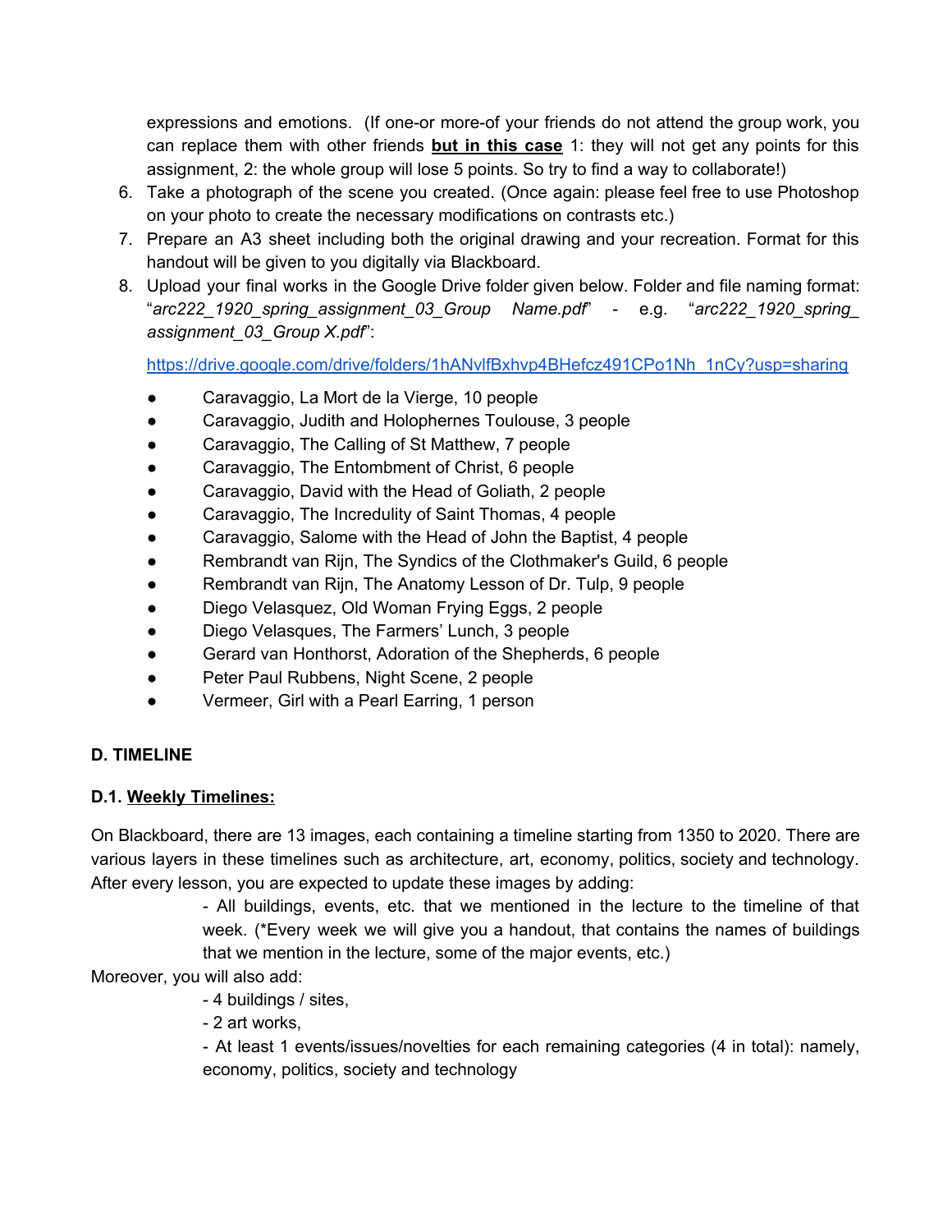expressions and emotions. (If one-or more-of your friends do not attend the group work, you can replace them with other friends **<u>but in this case</u>** 1: they will not get any points for this assignment, 2: the whole group will lose 5 points. So try to find a way to collaborate!)

6. Take a photograph of the scene you created. (Once again: please feel free to use Photoshop on your photo to create the necessary modifications on contrasts etc.)
7. Prepare an A3 sheet including both the original drawing and your recreation. Format for this handout will be given to you digitally via Blackboard.
8. Upload your final works in the Google Drive folder given below. Folder and file naming format: "*arc222_1920_spring_assignment_03_Group Name.pdf*" - e.g. "*arc222_1920_spring_assignment_03_Group X.pdf*":

   [https://drive.google.com/drive/folders/1hANvlfBxhvp4BHefcz491CPo1Nh_1nCy?usp=sharing](https://drive.google.com/drive/folders/1hANvlfBxhvp4BHefcz491CPo1Nh_1nCy?usp=sharing)

   - Caravaggio, La Mort de la Vierge, 10 people
   - Caravaggio, Judith and Holophernes Toulouse, 3 people
   - Caravaggio, The Calling of St Matthew, 7 people
   - Caravaggio, The Entombment of Christ, 6 people
   - Caravaggio, David with the Head of Goliath, 2 people
   - Caravaggio, The Incredulity of Saint Thomas, 4 people
   - Caravaggio, Salome with the Head of John the Baptist, 4 people
   - Rembrandt van Rijn, The Syndics of the Clothmaker's Guild, 6 people
   - Rembrandt van Rijn, The Anatomy Lesson of Dr. Tulp, 9 people
   - Diego Velasquez, Old Woman Frying Eggs, 2 people
   - Diego Velasques, The Farmers' Lunch, 3 people
   - Gerard van Honthorst, Adoration of the Shepherds, 6 people
   - Peter Paul Rubbens, Night Scene, 2 people
   - Vermeer, Girl with a Pearl Earring, 1 person

## D. TIMELINE

### D.1. <u>Weekly Timelines:</u>

On Blackboard, there are 13 images, each containing a timeline starting from 1350 to 2020. There are various layers in these timelines such as architecture, art, economy, politics, society and technology. After every lesson, you are expected to update these images by adding:

- All buildings, events, etc. that we mentioned in the lecture to the timeline of that week. (*Every week we will give you a handout, that contains the names of buildings that we mention in the lecture, some of the major events, etc.)

Moreover, you will also add:

- 4 buildings / sites,
- 2 art works,
- At least 1 events/issues/novelties for each remaining categories (4 in total): namely, economy, politics, society and technology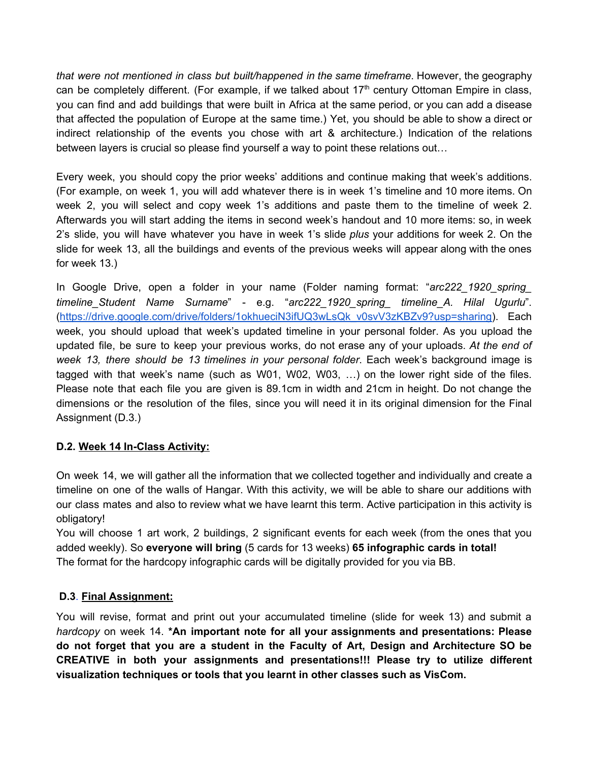*that were not mentioned in class but built/happened in the same timeframe*. However, the geography can be completely different. (For example, if we talked about 17$^{th}$ century Ottoman Empire in class, you can find and add buildings that were built in Africa at the same period, or you can add a disease that affected the population of Europe at the same time.) Yet, you should be able to show a direct or indirect relationship of the events you chose with art & architecture.) Indication of the relations between layers is crucial so please find yourself a way to point these relations out…

Every week, you should copy the prior weeks' additions and continue making that week's additions. (For example, on week 1, you will add whatever there is in week 1's timeline and 10 more items. On week 2, you will select and copy week 1's additions and paste them to the timeline of week 2. Afterwards you will start adding the items in second week's handout and 10 more items: so, in week 2's slide, you will have whatever you have in week 1's slide *plus* your additions for week 2. On the slide for week 13, all the buildings and events of the previous weeks will appear along with the ones for week 13.)

In Google Drive, open a folder in your name (Folder naming format: "*arc222_1920_spring_ timeline_Student Name Surname*" - e.g. "*arc222_1920_spring_ timeline_A. Hilal Ugurlu*". (https://drive.google.com/drive/folders/1okhueciN3ifUQ3wLsQk_v0svV3zKBZv9?usp=sharing). Each week, you should upload that week's updated timeline in your personal folder. As you upload the updated file, be sure to keep your previous works, do not erase any of your uploads. *At the end of week 13, there should be 13 timelines in your personal folder*. Each week's background image is tagged with that week's name (such as W01, W02, W03, …) on the lower right side of the files. Please note that each file you are given is 89.1cm in width and 21cm in height. Do not change the dimensions or the resolution of the files, since you will need it in its original dimension for the Final Assignment (D.3.)

**D.2. <u>Week 14 In-Class Activity:</u>**

On week 14, we will gather all the information that we collected together and individually and create a timeline on one of the walls of Hangar. With this activity, we will be able to share our additions with our class mates and also to review what we have learnt this term. Active participation in this activity is obligatory!

You will choose 1 art work, 2 buildings, 2 significant events for each week (from the ones that you added weekly). So **everyone will bring** (5 cards for 13 weeks) **65 infographic cards in total!**

The format for the hardcopy infographic cards will be digitally provided for you via BB.

**D.3. <u>Final Assignment:</u>**

You will revise, format and print out your accumulated timeline (slide for week 13) and submit a *hardcopy* on week 14. **\*An important note for all your assignments and presentations: Please do not forget that you are a student in the Faculty of Art, Design and Architecture SO be CREATIVE in both your assignments and presentations!!! Please try to utilize different visualization techniques or tools that you learnt in other classes such as VisCom.**